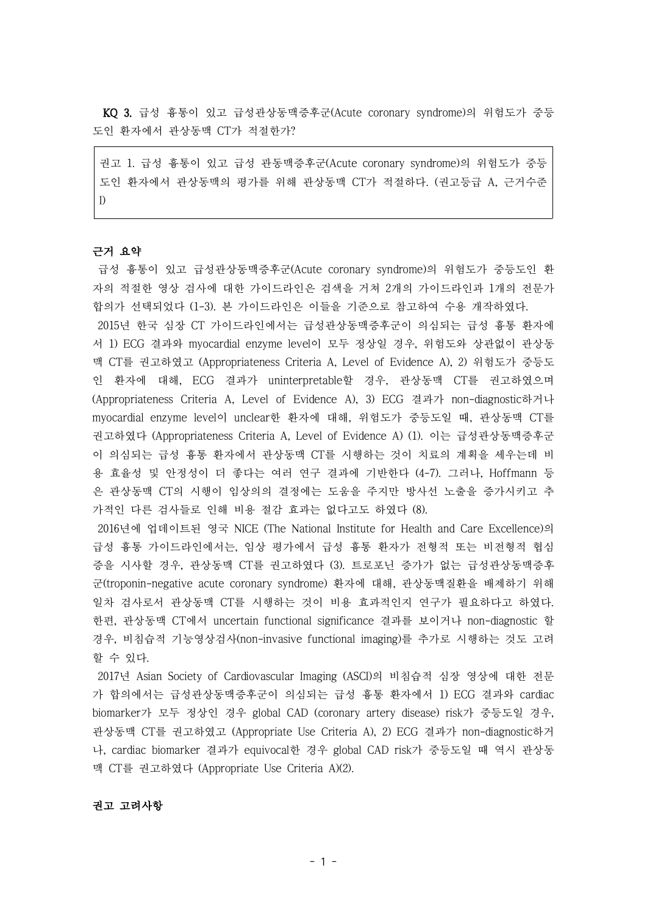**KQ 3.** 급성 흉통이 있고 급성관상동맥증후군(Acute coronary syndrome)의 위험도가 중등도인 환자에서 관상동맥 CT가 적절한가?

> 권고 1. 급성 흉통이 있고 급성 관동맥증후군(Acute coronary syndrome)의 위험도가 중등도인 환자에서 관상동맥의 평가를 위해 관상동맥 CT가 적절하다. (권고등급 A, 근거수준 I)

**근거 요약**

급성 흉통이 있고 급성관상동맥증후군(Acute coronary syndrome)의 위험도가 중등도인 환자의 적절한 영상 검사에 대한 가이드라인은 검색을 거쳐 2개의 가이드라인과 1개의 전문가 합의가 선택되었다 (1-3). 본 가이드라인은 이들을 기준으로 참고하여 수용 개작하였다.

2015년 한국 심장 CT 가이드라인에서는 급성관상동맥증후군이 의심되는 급성 흉통 환자에서 1) ECG 결과와 myocardial enzyme level이 모두 정상일 경우, 위험도와 상관없이 관상동맥 CT를 권고하였고 (Appropriateness Criteria A, Level of Evidence A), 2) 위험도가 중등도인 환자에 대해, ECG 결과가 uninterpretable할 경우, 관상동맥 CT를 권고하였으며 (Appropriateness Criteria A, Level of Evidence A), 3) ECG 결과가 non-diagnostic하거나 myocardial enzyme level이 unclear한 환자에 대해, 위험도가 중등도일 때, 관상동맥 CT를 권고하였다 (Appropriateness Criteria A, Level of Evidence A) (1). 이는 급성관상동맥증후군이 의심되는 급성 흉통 환자에서 관상동맥 CT를 시행하는 것이 치료의 계획을 세우는데 비용 효율성 및 안정성이 더 좋다는 여러 연구 결과에 기반한다 (4-7). 그러나, Hoffmann 등은 관상동맥 CT의 시행이 임상의의 결정에는 도움을 주지만 방사선 노출을 증가시키고 추가적인 다른 검사들로 인해 비용 절감 효과는 없다고도 하였다 (8).

2016년에 업데이트된 영국 NICE (The National Institute for Health and Care Excellence)의 급성 흉통 가이드라인에서는, 임상 평가에서 급성 흉통 환자가 전형적 또는 비전형적 협심증을 시사할 경우, 관상동맥 CT를 권고하였다 (3). 트로포닌 증가가 없는 급성관상동맥증후군(troponin-negative acute coronary syndrome) 환자에 대해, 관상동맥질환을 배제하기 위해 일차 검사로서 관상동맥 CT를 시행하는 것이 비용 효과적인지 연구가 필요하다고 하였다. 한편, 관상동맥 CT에서 uncertain functional significance 결과를 보이거나 non-diagnostic 할 경우, 비침습적 기능영상검사(non-invasive functional imaging)를 추가로 시행하는 것도 고려할 수 있다.

2017년 Asian Society of Cardiovascular Imaging (ASCI)의 비침습적 심장 영상에 대한 전문가 합의에서는 급성관상동맥증후군이 의심되는 급성 흉통 환자에서 1) ECG 결과와 cardiac biomarker가 모두 정상인 경우 global CAD (coronary artery disease) risk가 중등도일 경우, 관상동맥 CT를 권고하였고 (Appropriate Use Criteria A), 2) ECG 결과가 non-diagnostic하거나, cardiac biomarker 결과가 equivocal한 경우 global CAD risk가 중등도일 때 역시 관상동맥 CT를 권고하였다 (Appropriate Use Criteria A)(2).

**권고 고려사항**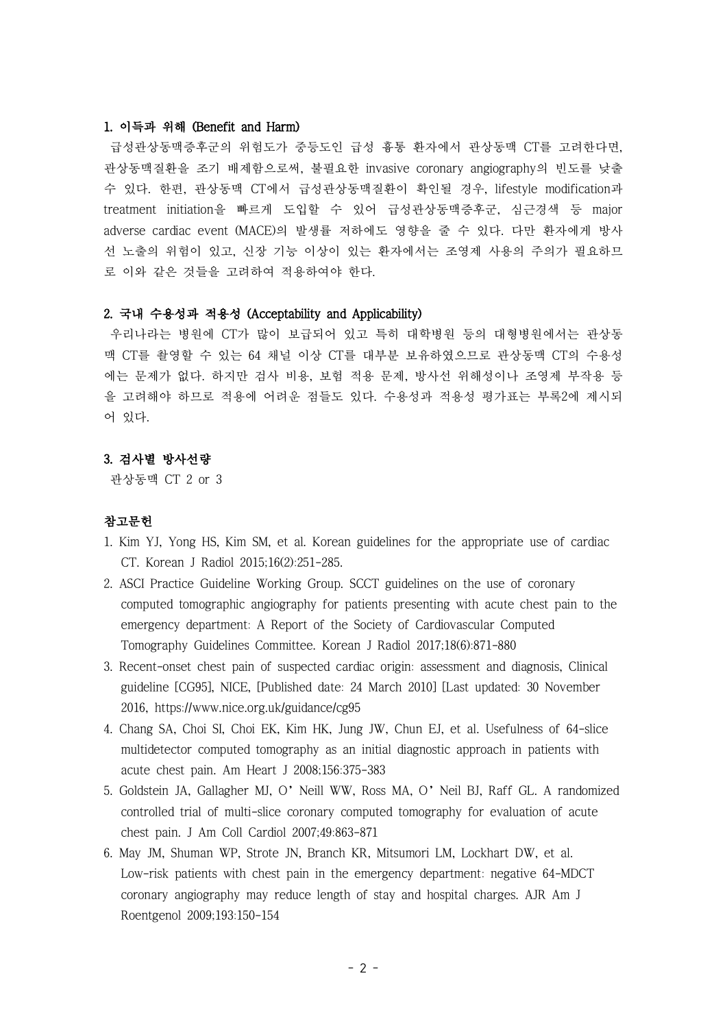### 1. 이득과 위해 (Benefit and Harm)

급성관상동맥증후군의 위험도가 중등도인 급성 흉통 환자에서 관상동맥 CT를 고려한다면, 관상동맥질환을 조기 배제함으로써, 불필요한 invasive coronary angiography의 빈도를 낮출 수 있다. 한편, 관상동맥 CT에서 급성관상동맥질환이 확인될 경우, lifestyle modification과 treatment initiation을 빠르게 도입할 수 있어 급성관상동맥증후군, 심근경색 등 major adverse cardiac event (MACE)의 발생률 저하에도 영향을 줄 수 있다. 다만 환자에게 방사선 노출의 위험이 있고, 신장 기능 이상이 있는 환자에서는 조영제 사용의 주의가 필요하므로 이와 같은 것들을 고려하여 적용하여야 한다.

### 2. 국내 수용성과 적용성 (Acceptability and Applicability)

우리나라는 병원에 CT가 많이 보급되어 있고 특히 대학병원 등의 대형병원에서는 관상동맥 CT를 촬영할 수 있는 64 채널 이상 CT를 대부분 보유하였으므로 관상동맥 CT의 수용성에는 문제가 없다. 하지만 검사 비용, 보험 적용 문제, 방사선 위해성이나 조영제 부작용 등을 고려해야 하므로 적용에 어려운 점들도 있다. 수용성과 적용성 평가표는 부록2에 제시되어 있다.

### 3. 검사별 방사선량

관상동맥 CT 2 or 3

### 참고문헌

1. Kim YJ, Yong HS, Kim SM, et al. Korean guidelines for the appropriate use of cardiac CT. Korean J Radiol 2015;16(2):251-285.
2. ASCI Practice Guideline Working Group. SCCT guidelines on the use of coronary computed tomographic angiography for patients presenting with acute chest pain to the emergency department: A Report of the Society of Cardiovascular Computed Tomography Guidelines Committee. Korean J Radiol 2017;18(6):871-880
3. Recent-onset chest pain of suspected cardiac origin: assessment and diagnosis, Clinical guideline [CG95], NICE, [Published date: 24 March 2010] [Last updated: 30 November 2016, https://www.nice.org.uk/guidance/cg95
4. Chang SA, Choi SI, Choi EK, Kim HK, Jung JW, Chun EJ, et al. Usefulness of 64-slice multidetector computed tomography as an initial diagnostic approach in patients with acute chest pain. Am Heart J 2008;156:375-383
5. Goldstein JA, Gallagher MJ, O'Neill WW, Ross MA, O'Neil BJ, Raff GL. A randomized controlled trial of multi-slice coronary computed tomography for evaluation of acute chest pain. J Am Coll Cardiol 2007;49:863-871
6. May JM, Shuman WP, Strote JN, Branch KR, Mitsumori LM, Lockhart DW, et al. Low-risk patients with chest pain in the emergency department: negative 64-MDCT coronary angiography may reduce length of stay and hospital charges. AJR Am J Roentgenol 2009;193:150-154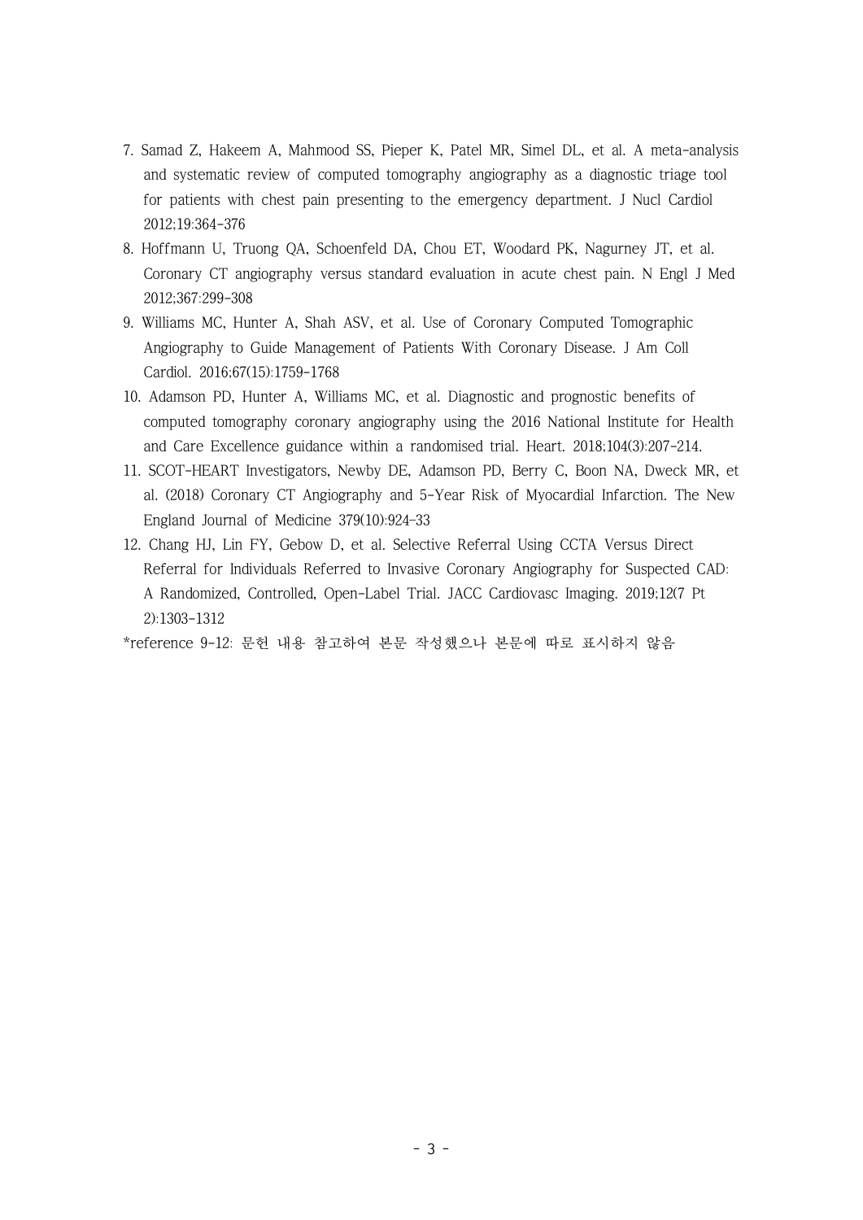7. Samad Z, Hakeem A, Mahmood SS, Pieper K, Patel MR, Simel DL, et al. A meta-analysis and systematic review of computed tomography angiography as a diagnostic triage tool for patients with chest pain presenting to the emergency department. J Nucl Cardiol 2012;19:364-376
8. Hoffmann U, Truong QA, Schoenfeld DA, Chou ET, Woodard PK, Nagurney JT, et al. Coronary CT angiography versus standard evaluation in acute chest pain. N Engl J Med 2012;367:299-308
9. Williams MC, Hunter A, Shah ASV, et al. Use of Coronary Computed Tomographic Angiography to Guide Management of Patients With Coronary Disease. J Am Coll Cardiol. 2016;67(15):1759-1768
10. Adamson PD, Hunter A, Williams MC, et al. Diagnostic and prognostic benefits of computed tomography coronary angiography using the 2016 National Institute for Health and Care Excellence guidance within a randomised trial. Heart. 2018;104(3):207-214.
11. SCOT-HEART Investigators, Newby DE, Adamson PD, Berry C, Boon NA, Dweck MR, et al. (2018) Coronary CT Angiography and 5-Year Risk of Myocardial Infarction. The New England Journal of Medicine 379(10):924–33
12. Chang HJ, Lin FY, Gebow D, et al. Selective Referral Using CCTA Versus Direct Referral for Individuals Referred to Invasive Coronary Angiography for Suspected CAD: A Randomized, Controlled, Open-Label Trial. JACC Cardiovasc Imaging. 2019;12(7 Pt 2):1303-1312

*reference 9-12: 문헌 내용 참고하여 본문 작성했으나 본문에 따로 표시하지 않음